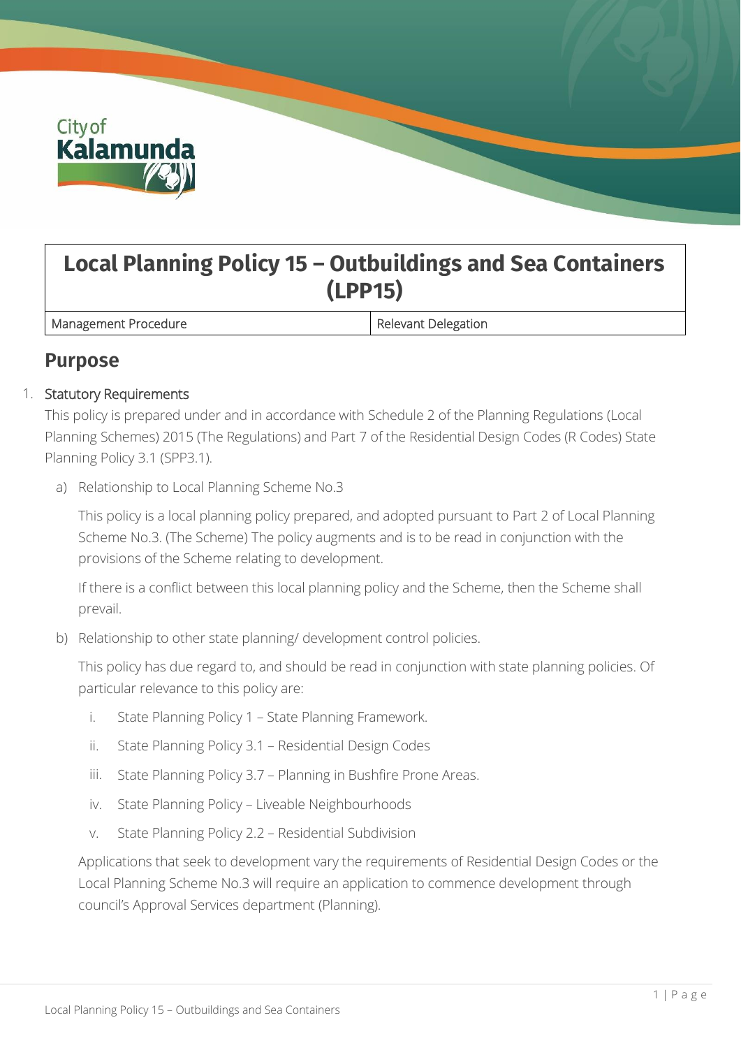# Local Planning Policy 15 – Outbuildings and Sea Containers (LPP15)

| Management Procedure | Relevant Delegation |
| --- | --- |

## Purpose

1. Statutory Requirements

   This policy is prepared under and in accordance with Schedule 2 of the Planning Regulations (Local Planning Schemes) 2015 (The Regulations) and Part 7 of the Residential Design Codes (R Codes) State Planning Policy 3.1 (SPP3.1).

   a) Relationship to Local Planning Scheme No.3

      This policy is a local planning policy prepared, and adopted pursuant to Part 2 of Local Planning Scheme No.3. (The Scheme) The policy augments and is to be read in conjunction with the provisions of the Scheme relating to development.

      If there is a conflict between this local planning policy and the Scheme, then the Scheme shall prevail.

   b) Relationship to other state planning/ development control policies.

      This policy has due regard to, and should be read in conjunction with state planning policies. Of particular relevance to this policy are:

      i. State Planning Policy 1 – State Planning Framework.

      ii. State Planning Policy 3.1 – Residential Design Codes

      iii. State Planning Policy 3.7 – Planning in Bushfire Prone Areas.

      iv. State Planning Policy – Liveable Neighbourhoods

      v. State Planning Policy 2.2 – Residential Subdivision

      Applications that seek to development vary the requirements of Residential Design Codes or the Local Planning Scheme No.3 will require an application to commence development through council's Approval Services department (Planning).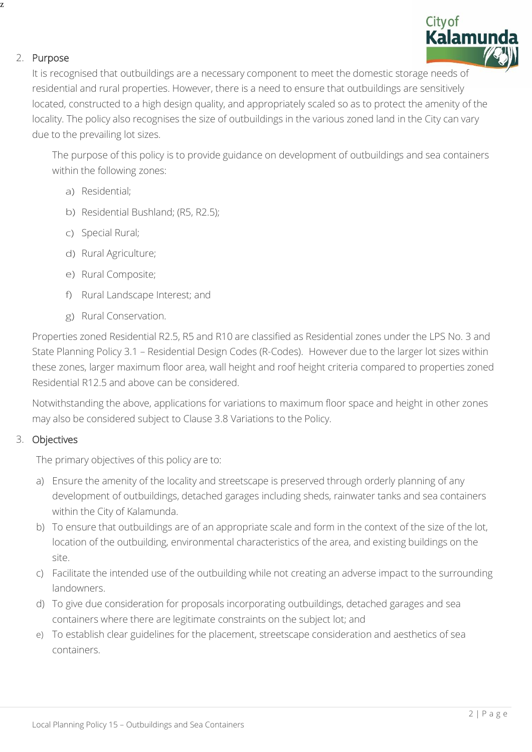## 2. Purpose

It is recognised that outbuildings are a necessary component to meet the domestic storage needs of residential and rural properties. However, there is a need to ensure that outbuildings are sensitively located, constructed to a high design quality, and appropriately scaled so as to protect the amenity of the locality. The policy also recognises the size of outbuildings in the various zoned land in the City can vary due to the prevailing lot sizes.

The purpose of this policy is to provide guidance on development of outbuildings and sea containers within the following zones:

a) Residential;

b) Residential Bushland; (R5, R2.5);

c) Special Rural;

d) Rural Agriculture;

e) Rural Composite;

f) Rural Landscape Interest; and

g) Rural Conservation.

Properties zoned Residential R2.5, R5 and R10 are classified as Residential zones under the LPS No. 3 and State Planning Policy 3.1 – Residential Design Codes (R-Codes). However due to the larger lot sizes within these zones, larger maximum floor area, wall height and roof height criteria compared to properties zoned Residential R12.5 and above can be considered.

Notwithstanding the above, applications for variations to maximum floor space and height in other zones may also be considered subject to Clause 3.8 Variations to the Policy.

## 3. Objectives

The primary objectives of this policy are to:

a) Ensure the amenity of the locality and streetscape is preserved through orderly planning of any development of outbuildings, detached garages including sheds, rainwater tanks and sea containers within the City of Kalamunda.

b) To ensure that outbuildings are of an appropriate scale and form in the context of the size of the lot, location of the outbuilding, environmental characteristics of the area, and existing buildings on the site.

c) Facilitate the intended use of the outbuilding while not creating an adverse impact to the surrounding landowners.

d) To give due consideration for proposals incorporating outbuildings, detached garages and sea containers where there are legitimate constraints on the subject lot; and

e) To establish clear guidelines for the placement, streetscape consideration and aesthetics of sea containers.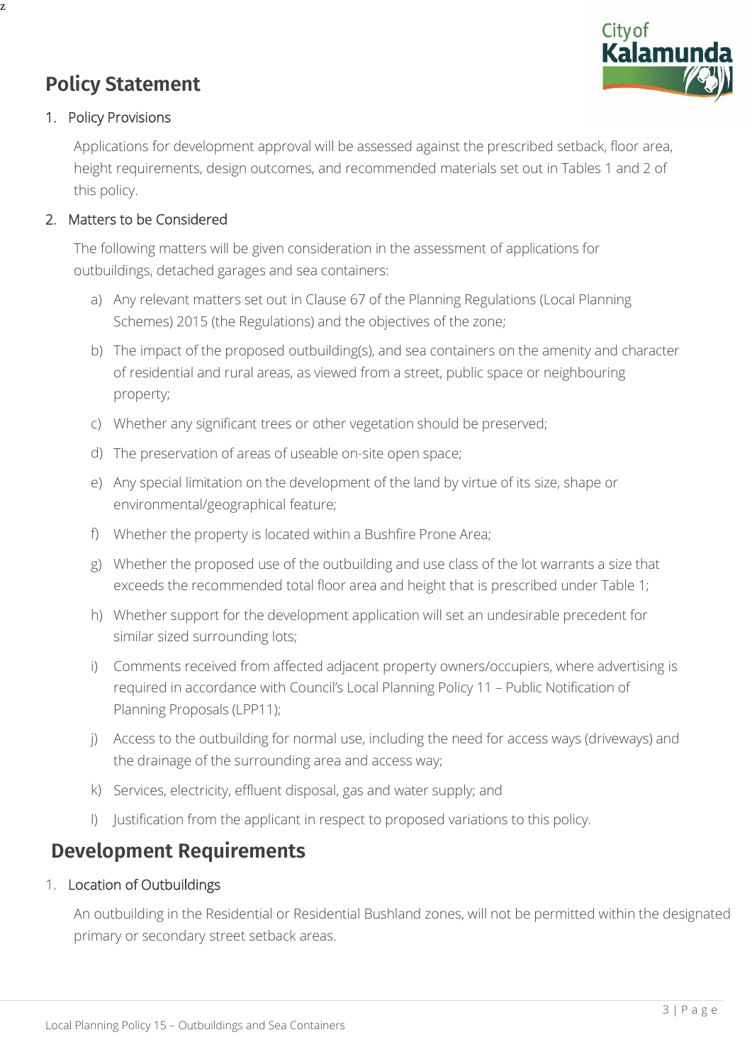## Policy Statement

1. Policy Provisions

   Applications for development approval will be assessed against the prescribed setback, floor area, height requirements, design outcomes, and recommended materials set out in Tables 1 and 2 of this policy.

2. Matters to be Considered

   The following matters will be given consideration in the assessment of applications for outbuildings, detached garages and sea containers:

   a) Any relevant matters set out in Clause 67 of the Planning Regulations (Local Planning Schemes) 2015 (the Regulations) and the objectives of the zone;

   b) The impact of the proposed outbuilding(s), and sea containers on the amenity and character of residential and rural areas, as viewed from a street, public space or neighbouring property;

   c) Whether any significant trees or other vegetation should be preserved;

   d) The preservation of areas of useable on-site open space;

   e) Any special limitation on the development of the land by virtue of its size, shape or environmental/geographical feature;

   f) Whether the property is located within a Bushfire Prone Area;

   g) Whether the proposed use of the outbuilding and use class of the lot warrants a size that exceeds the recommended total floor area and height that is prescribed under Table 1;

   h) Whether support for the development application will set an undesirable precedent for similar sized surrounding lots;

   i) Comments received from affected adjacent property owners/occupiers, where advertising is required in accordance with Council's Local Planning Policy 11 – Public Notification of Planning Proposals (LPP11);

   j) Access to the outbuilding for normal use, including the need for access ways (driveways) and the drainage of the surrounding area and access way;

   k) Services, electricity, effluent disposal, gas and water supply; and

   l) Justification from the applicant in respect to proposed variations to this policy.

## Development Requirements

1. Location of Outbuildings

   An outbuilding in the Residential or Residential Bushland zones, will not be permitted within the designated primary or secondary street setback areas.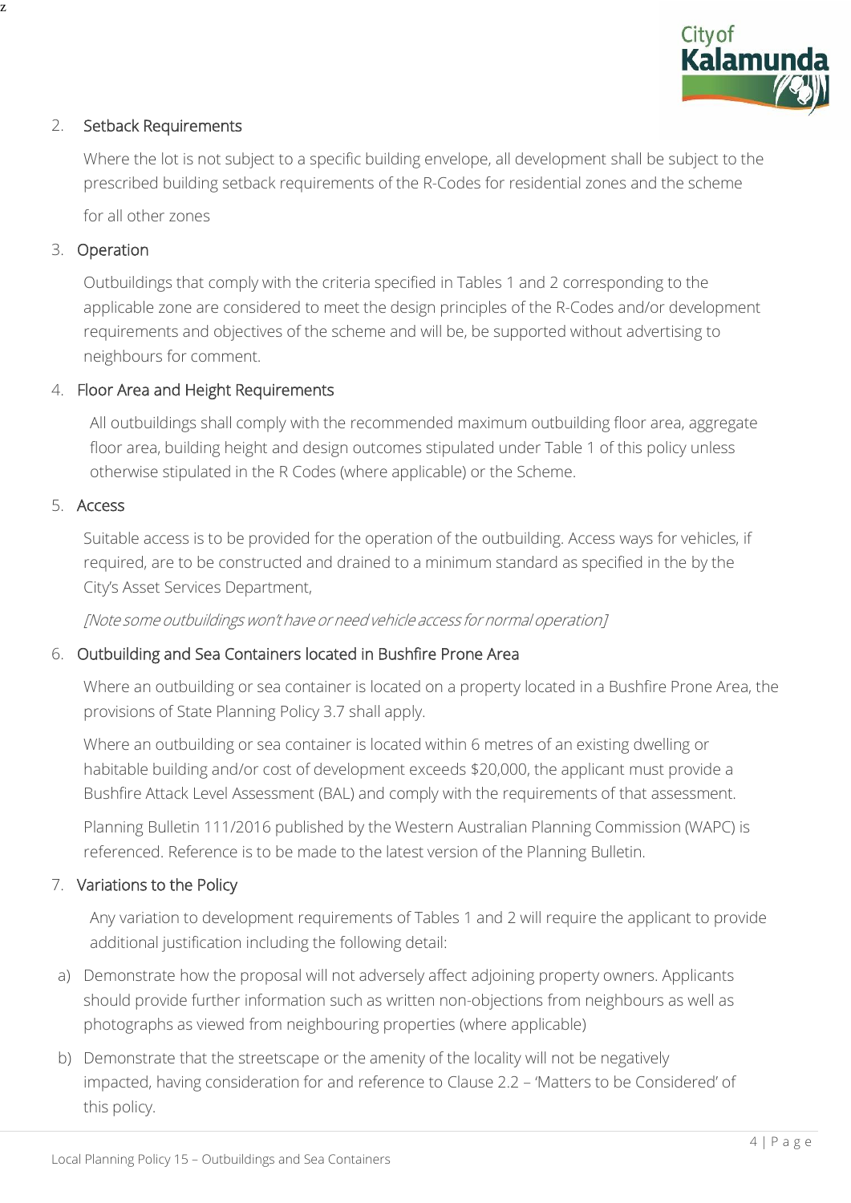2. **Setback Requirements**

   Where the lot is not subject to a specific building envelope, all development shall be subject to the prescribed building setback requirements of the R-Codes for residential zones and the scheme for all other zones

3. **Operation**

   Outbuildings that comply with the criteria specified in Tables 1 and 2 corresponding to the applicable zone are considered to meet the design principles of the R-Codes and/or development requirements and objectives of the scheme and will be, be supported without advertising to neighbours for comment.

4. **Floor Area and Height Requirements**

   All outbuildings shall comply with the recommended maximum outbuilding floor area, aggregate floor area, building height and design outcomes stipulated under Table 1 of this policy unless otherwise stipulated in the R Codes (where applicable) or the Scheme.

5. **Access**

   Suitable access is to be provided for the operation of the outbuilding. Access ways for vehicles, if required, are to be constructed and drained to a minimum standard as specified in the by the City's Asset Services Department,

   *[Note some outbuildings won't have or need vehicle access for normal operation]*

6. **Outbuilding and Sea Containers located in Bushfire Prone Area**

   Where an outbuilding or sea container is located on a property located in a Bushfire Prone Area, the provisions of State Planning Policy 3.7 shall apply.

   Where an outbuilding or sea container is located within 6 metres of an existing dwelling or habitable building and/or cost of development exceeds $20,000, the applicant must provide a Bushfire Attack Level Assessment (BAL) and comply with the requirements of that assessment.

   Planning Bulletin 111/2016 published by the Western Australian Planning Commission (WAPC) is referenced. Reference is to be made to the latest version of the Planning Bulletin.

7. **Variations to the Policy**

   Any variation to development requirements of Tables 1 and 2 will require the applicant to provide additional justification including the following detail:

   a) Demonstrate how the proposal will not adversely affect adjoining property owners. Applicants should provide further information such as written non-objections from neighbours as well as photographs as viewed from neighbouring properties (where applicable)

   b) Demonstrate that the streetscape or the amenity of the locality will not be negatively impacted, having consideration for and reference to Clause 2.2 – 'Matters to be Considered' of this policy.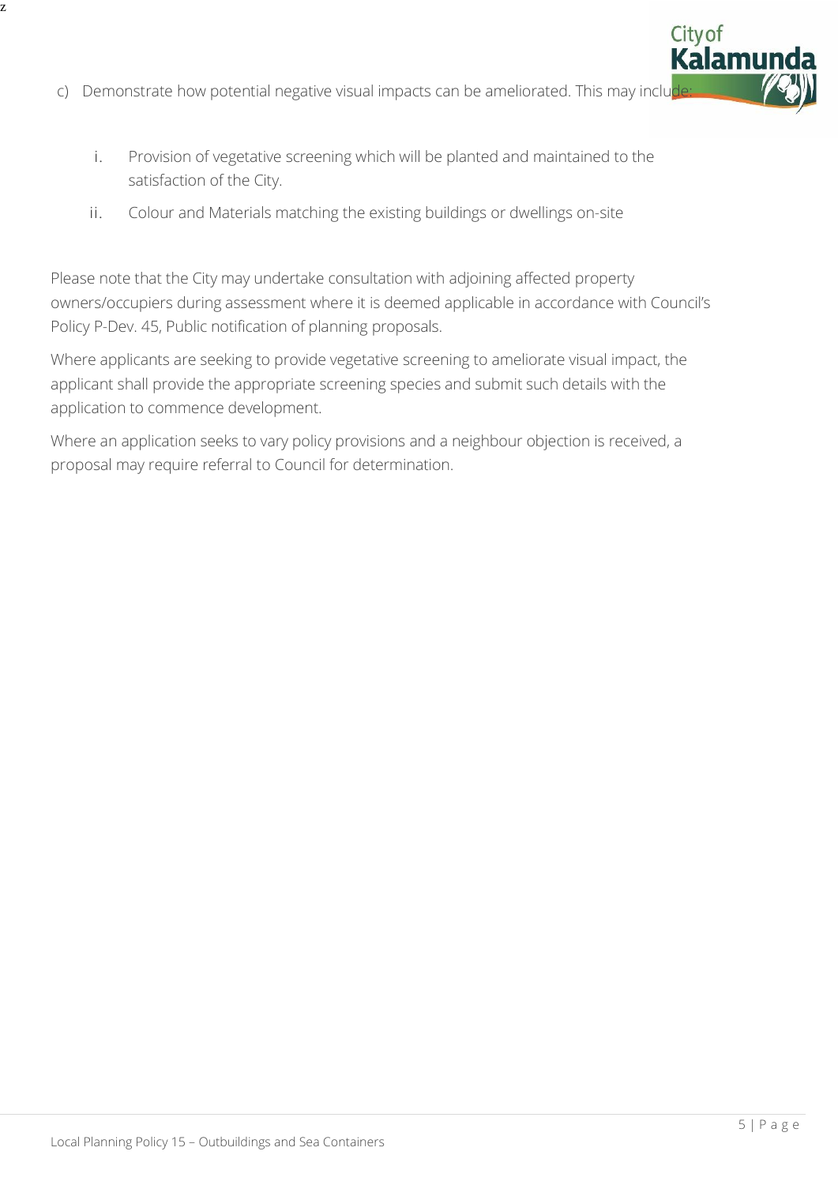c) Demonstrate how potential negative visual impacts can be ameliorated. This may include:

    i. Provision of vegetative screening which will be planted and maintained to the satisfaction of the City.

    ii. Colour and Materials matching the existing buildings or dwellings on-site

Please note that the City may undertake consultation with adjoining affected property owners/occupiers during assessment where it is deemed applicable in accordance with Council's Policy P-Dev. 45, Public notification of planning proposals.

Where applicants are seeking to provide vegetative screening to ameliorate visual impact, the applicant shall provide the appropriate screening species and submit such details with the application to commence development.

Where an application seeks to vary policy provisions and a neighbour objection is received, a proposal may require referral to Council for determination.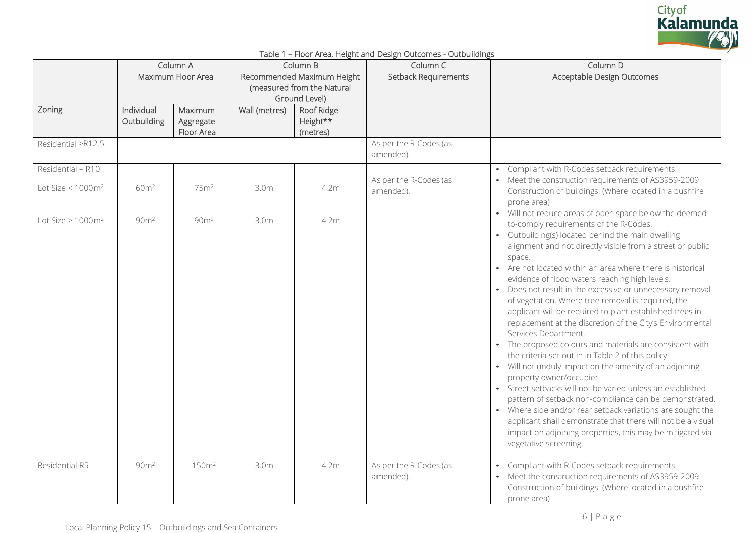Table 1 – Floor Area, Height and Design Outcomes - Outbuildings

| Zoning | Column A | | Column B | | Column C | Column D |
|---|---|---|---|---|---|---|
| | Maximum Floor Area | | Recommended Maximum Height (measured from the Natural Ground Level) | | Setback Requirements | Acceptable Design Outcomes |
| | Individual Outbuilding | Maximum Aggregate Floor Area | Wall (metres) | Roof Ridge Height** (metres) | | |
| Residential ≥R12.5 | | | | | As per the R-Codes (as amended). | |
| Residential – R10<br><br>Lot Size < 1000m$^2$<br><br>Lot Size > 1000m$^2$ | <br><br>60m$^2$<br><br>90m$^2$ | <br><br>75m$^2$<br><br>90m$^2$ | <br><br>3.0m<br><br>3.0m | <br><br>4.2m<br><br>4.2m | As per the R-Codes (as amended). | • Compliant with R-Codes setback requirements.<br>• Meet the construction requirements of AS3959-2009 Construction of buildings. (Where located in a bushfire prone area)<br>• Will not reduce areas of open space below the deemed-to-comply requirements of the R-Codes.<br>• Outbuilding(s) located behind the main dwelling alignment and not directly visible from a street or public space.<br>• Are not located within an area where there is historical evidence of flood waters reaching high levels.<br>• Does not result in the excessive or unnecessary removal of vegetation. Where tree removal is required, the applicant will be required to plant established trees in replacement at the discretion of the City's Environmental Services Department.<br>• The proposed colours and materials are consistent with the criteria set out in in Table 2 of this policy.<br>• Will not unduly impact on the amenity of an adjoining property owner/occupier<br>• Street setbacks will not be varied unless an established pattern of setback non-compliance can be demonstrated.<br>• Where side and/or rear setback variations are sought the applicant shall demonstrate that there will not be a visual impact on adjoining properties, this may be mitigated via vegetative screening. |
| Residential R5 | 90m$^2$ | 150m$^2$ | 3.0m | 4.2m | As per the R-Codes (as amended). | • Compliant with R-Codes setback requirements.<br>• Meet the construction requirements of AS3959-2009 Construction of buildings. (Where located in a bushfire prone area) |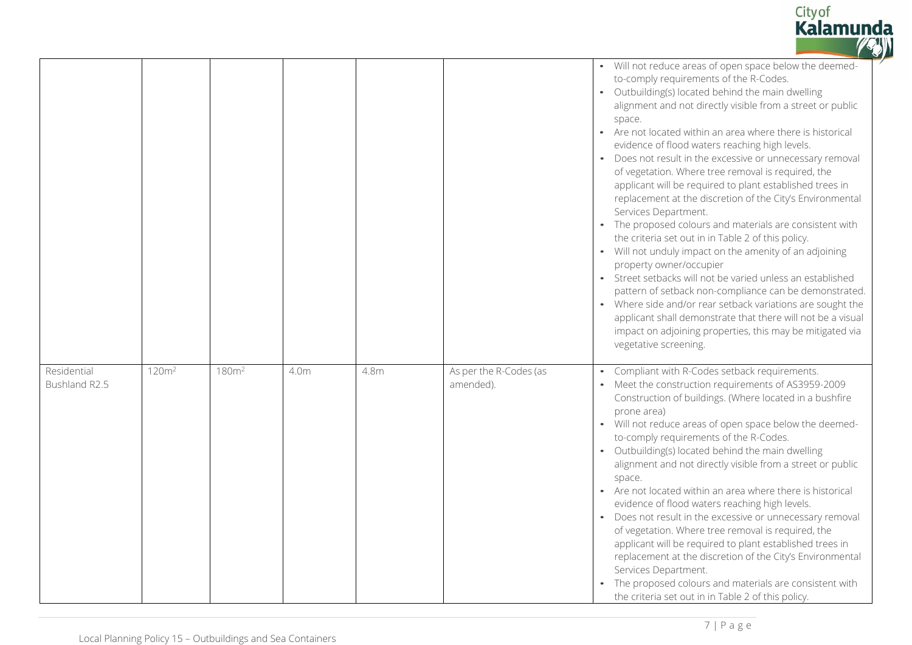| | | | | | | |
|---|---|---|---|---|---|---|
| | | | | | | • Will not reduce areas of open space below the deemed-to-comply requirements of the R-Codes.<br>• Outbuilding(s) located behind the main dwelling alignment and not directly visible from a street or public space.<br>• Are not located within an area where there is historical evidence of flood waters reaching high levels.<br>• Does not result in the excessive or unnecessary removal of vegetation. Where tree removal is required, the applicant will be required to plant established trees in replacement at the discretion of the City's Environmental Services Department.<br>• The proposed colours and materials are consistent with the criteria set out in in Table 2 of this policy.<br>• Will not unduly impact on the amenity of an adjoining property owner/occupier<br>• Street setbacks will not be varied unless an established pattern of setback non-compliance can be demonstrated.<br>• Where side and/or rear setback variations are sought the applicant shall demonstrate that there will not be a visual impact on adjoining properties, this may be mitigated via vegetative screening. |
| Residential Bushland R2.5 | 120m$^2$ | 180m$^2$ | 4.0m | 4.8m | As per the R-Codes (as amended). | • Compliant with R-Codes setback requirements.<br>• Meet the construction requirements of AS3959-2009 Construction of buildings. (Where located in a bushfire prone area)<br>• Will not reduce areas of open space below the deemed-to-comply requirements of the R-Codes.<br>• Outbuilding(s) located behind the main dwelling alignment and not directly visible from a street or public space.<br>• Are not located within an area where there is historical evidence of flood waters reaching high levels.<br>• Does not result in the excessive or unnecessary removal of vegetation. Where tree removal is required, the applicant will be required to plant established trees in replacement at the discretion of the City's Environmental Services Department.<br>• The proposed colours and materials are consistent with the criteria set out in in Table 2 of this policy. |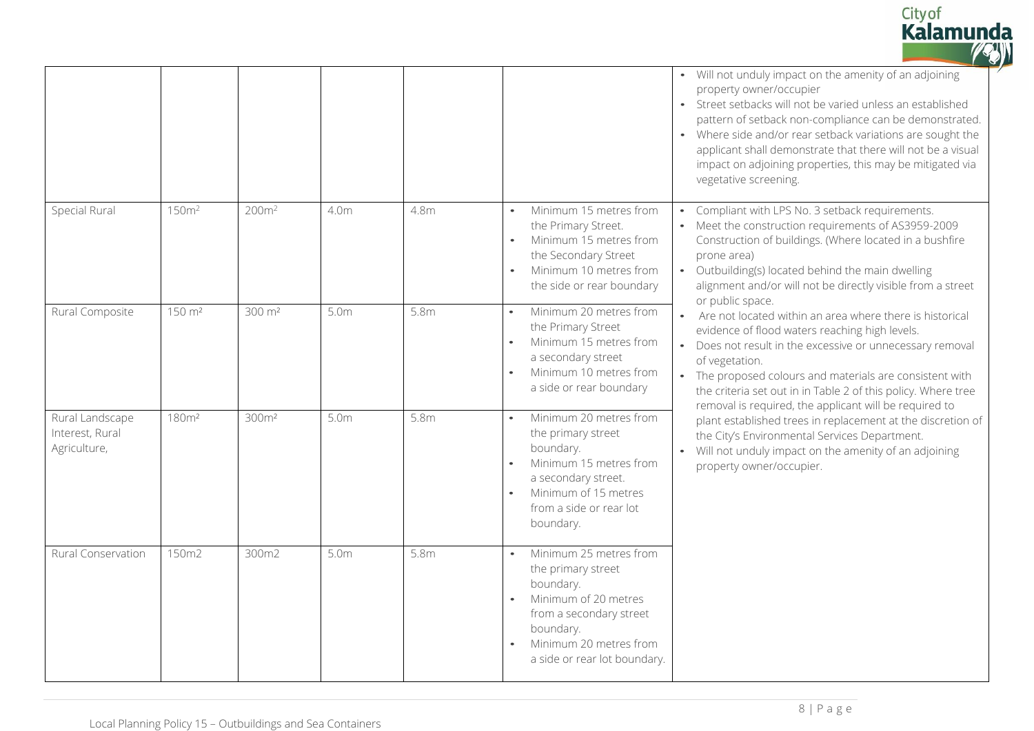| | | | | | | |
|---|---|---|---|---|---|---|
| | | | | | | • Will not unduly impact on the amenity of an adjoining property owner/occupier<br>• Street setbacks will not be varied unless an established pattern of setback non-compliance can be demonstrated.<br>• Where side and/or rear setback variations are sought the applicant shall demonstrate that there will not be a visual impact on adjoining properties, this may be mitigated via vegetative screening. |
| Special Rural | 150m² | 200m² | 4.0m | 4.8m | • Minimum 15 metres from the Primary Street.<br>• Minimum 15 metres from the Secondary Street<br>• Minimum 10 metres from the side or rear boundary | • Compliant with LPS No. 3 setback requirements.<br>• Meet the construction requirements of AS3959-2009 Construction of buildings. (Where located in a bushfire prone area)<br>• Outbuilding(s) located behind the main dwelling alignment and/or will not be directly visible from a street or public space.<br>• Are not located within an area where there is historical evidence of flood waters reaching high levels.<br>• Does not result in the excessive or unnecessary removal of vegetation.<br>• The proposed colours and materials are consistent with the criteria set out in in Table 2 of this policy. Where tree removal is required, the applicant will be required to plant established trees in replacement at the discretion of the City's Environmental Services Department.<br>• Will not unduly impact on the amenity of an adjoining property owner/occupier. |
| Rural Composite | 150 m² | 300 m² | 5.0m | 5.8m | • Minimum 20 metres from the Primary Street<br>• Minimum 15 metres from a secondary street<br>• Minimum 10 metres from a side or rear boundary | |
| Rural Landscape Interest, Rural Agriculture, | 180m² | 300m² | 5.0m | 5.8m | • Minimum 20 metres from the primary street boundary.<br>• Minimum 15 metres from a secondary street.<br>• Minimum of 15 metres from a side or rear lot boundary. | |
| Rural Conservation | 150m2 | 300m2 | 5.0m | 5.8m | • Minimum 25 metres from the primary street boundary.<br>• Minimum of 20 metres from a secondary street boundary.<br>• Minimum 20 metres from a side or rear lot boundary. | |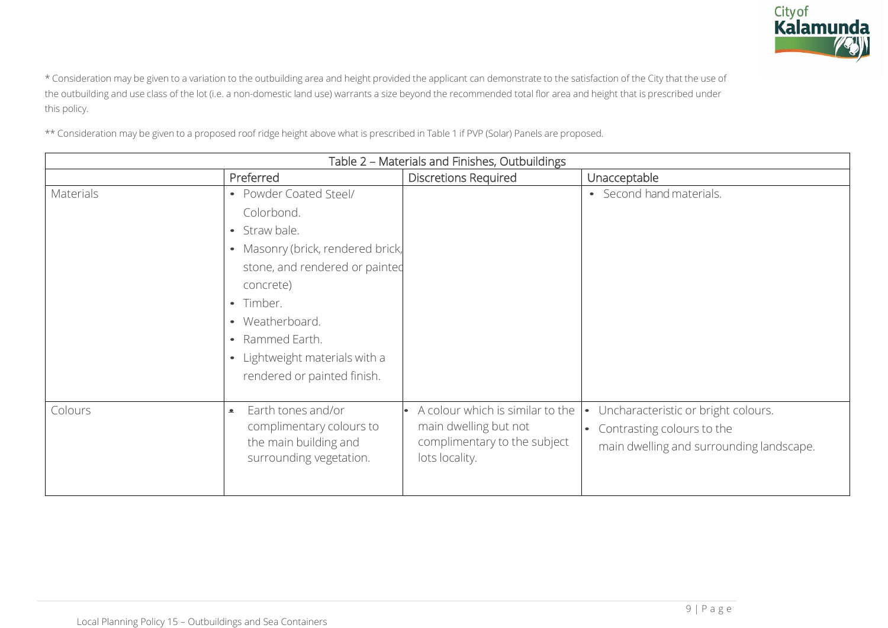\* Consideration may be given to a variation to the outbuilding area and height provided the applicant can demonstrate to the satisfaction of the City that the use of the outbuilding and use class of the lot (i.e. a non-domestic land use) warrants a size beyond the recommended total flor area and height that is prescribed under this policy.

\*\* Consideration may be given to a proposed roof ridge height above what is prescribed in Table 1 if PVP (Solar) Panels are proposed.

| Table 2 – Materials and Finishes, Outbuildings | | | |
|---|---|---|---|
| | Preferred | Discretions Required | Unacceptable |
| Materials | • Powder Coated Steel/ Colorbond.<br>• Straw bale.<br>• Masonry (brick, rendered brick, stone, and rendered or painted concrete)<br>• Timber.<br>• Weatherboard.<br>• Rammed Earth.<br>• Lightweight materials with a rendered or painted finish. | | • Second hand materials. |
| Colours | • Earth tones and/or complimentary colours to the main building and surrounding vegetation. | • A colour which is similar to the main dwelling but not complimentary to the subject lots locality. | • Uncharacteristic or bright colours.<br>• Contrasting colours to the main dwelling and surrounding landscape. |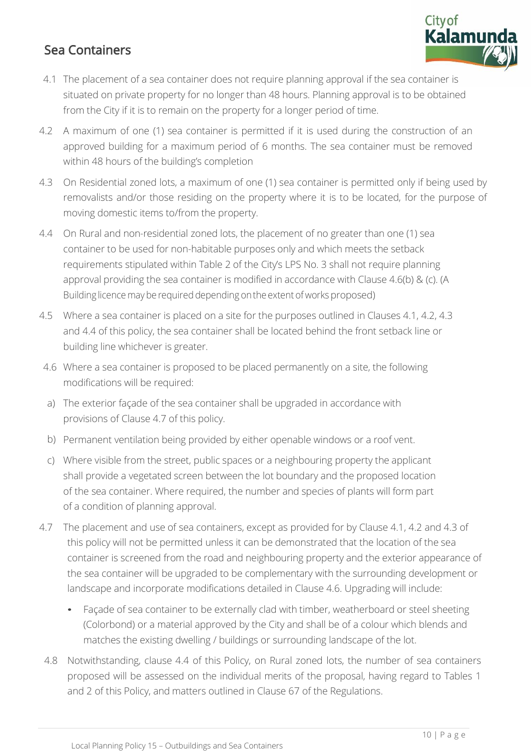## Sea Containers

4.1 The placement of a sea container does not require planning approval if the sea container is situated on private property for no longer than 48 hours. Planning approval is to be obtained from the City if it is to remain on the property for a longer period of time.

4.2 A maximum of one (1) sea container is permitted if it is used during the construction of an approved building for a maximum period of 6 months. The sea container must be removed within 48 hours of the building's completion

4.3 On Residential zoned lots, a maximum of one (1) sea container is permitted only if being used by removalists and/or those residing on the property where it is to be located, for the purpose of moving domestic items to/from the property.

4.4 On Rural and non-residential zoned lots, the placement of no greater than one (1) sea container to be used for non-habitable purposes only and which meets the setback requirements stipulated within Table 2 of the City's LPS No. 3 shall not require planning approval providing the sea container is modified in accordance with Clause 4.6(b) & (c). (A Building licence may be required depending on the extent of works proposed)

4.5 Where a sea container is placed on a site for the purposes outlined in Clauses 4.1, 4.2, 4.3 and 4.4 of this policy, the sea container shall be located behind the front setback line or building line whichever is greater.

4.6 Where a sea container is proposed to be placed permanently on a site, the following modifications will be required:

a) The exterior façade of the sea container shall be upgraded in accordance with provisions of Clause 4.7 of this policy.

b) Permanent ventilation being provided by either openable windows or a roof vent.

c) Where visible from the street, public spaces or a neighbouring property the applicant shall provide a vegetated screen between the lot boundary and the proposed location of the sea container. Where required, the number and species of plants will form part of a condition of planning approval.

4.7 The placement and use of sea containers, except as provided for by Clause 4.1, 4.2 and 4.3 of this policy will not be permitted unless it can be demonstrated that the location of the sea container is screened from the road and neighbouring property and the exterior appearance of the sea container will be upgraded to be complementary with the surrounding development or landscape and incorporate modifications detailed in Clause 4.6. Upgrading will include:

- Façade of sea container to be externally clad with timber, weatherboard or steel sheeting (Colorbond) or a material approved by the City and shall be of a colour which blends and matches the existing dwelling / buildings or surrounding landscape of the lot.

4.8 Notwithstanding, clause 4.4 of this Policy, on Rural zoned lots, the number of sea containers proposed will be assessed on the individual merits of the proposal, having regard to Tables 1 and 2 of this Policy, and matters outlined in Clause 67 of the Regulations.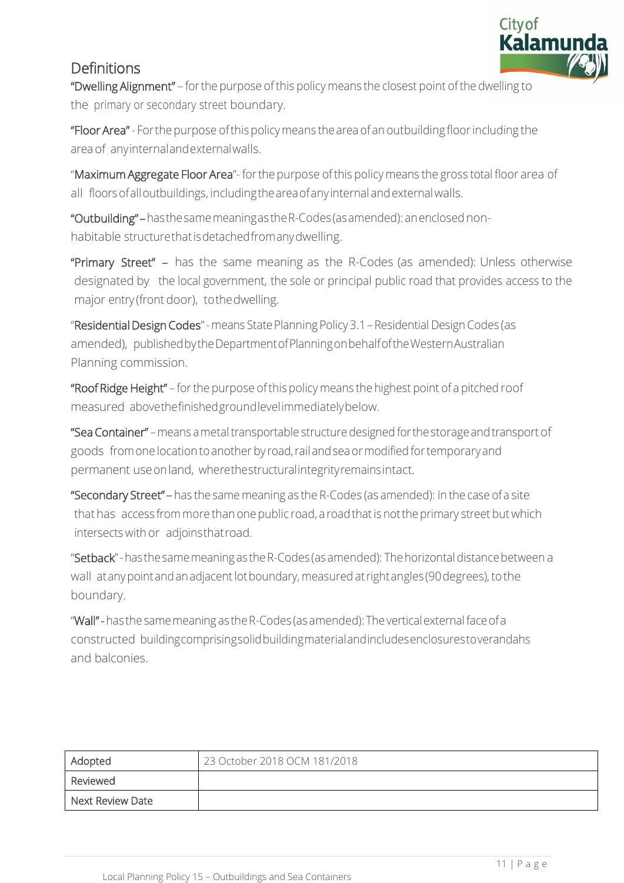## Definitions

**"Dwelling Alignment"** – for the purpose of this policy means the closest point of the dwelling to the primary or secondary street boundary.

**"Floor Area"** - For the purpose of this policy means the area of an outbuilding floor including the area of any internal and external walls.

"**Maximum Aggregate Floor Area**"- for the purpose of this policy means the gross total floor area of all floors of all outbuildings, including the area of any internal and external walls.

**"Outbuilding" –** has the same meaning as the R-Codes (as amended): an enclosed non-habitable structure that is detached from any dwelling.

**"Primary Street" –** has the same meaning as the R-Codes (as amended): Unless otherwise designated by the local government, the sole or principal public road that provides access to the major entry (front door), to the dwelling.

"**Residential Design Codes**" - means State Planning Policy 3.1 – Residential Design Codes (as amended), published by the Department of Planning on behalf of the Western Australian Planning commission.

**"Roof Ridge Height"** – for the purpose of this policy means the highest point of a pitched roof measured above the finished ground level immediately below.

**"Sea Container"** – means a metal transportable structure designed for the storage and transport of goods from one location to another by road, rail and sea or modified for temporary and permanent use on land, where the structural integrity remains intact.

**"Secondary Street" –** has the same meaning as the R-Codes (as amended): In the case of a site that has access from more than one public road, a road that is not the primary street but which intersects with or adjoins that road.

"**Setback**" - has the same meaning as the R-Codes (as amended): The horizontal distance between a wall at any point and an adjacent lot boundary, measured at right angles (90 degrees), to the boundary.

"**Wall" -** has the same meaning as the R-Codes (as amended): The vertical external face of a constructed building comprising solid building material and includes enclosures to verandahs and balconies.

| | |
|---|---|
| Adopted | 23 October 2018 OCM 181/2018 |
| Reviewed | |
| Next Review Date | |